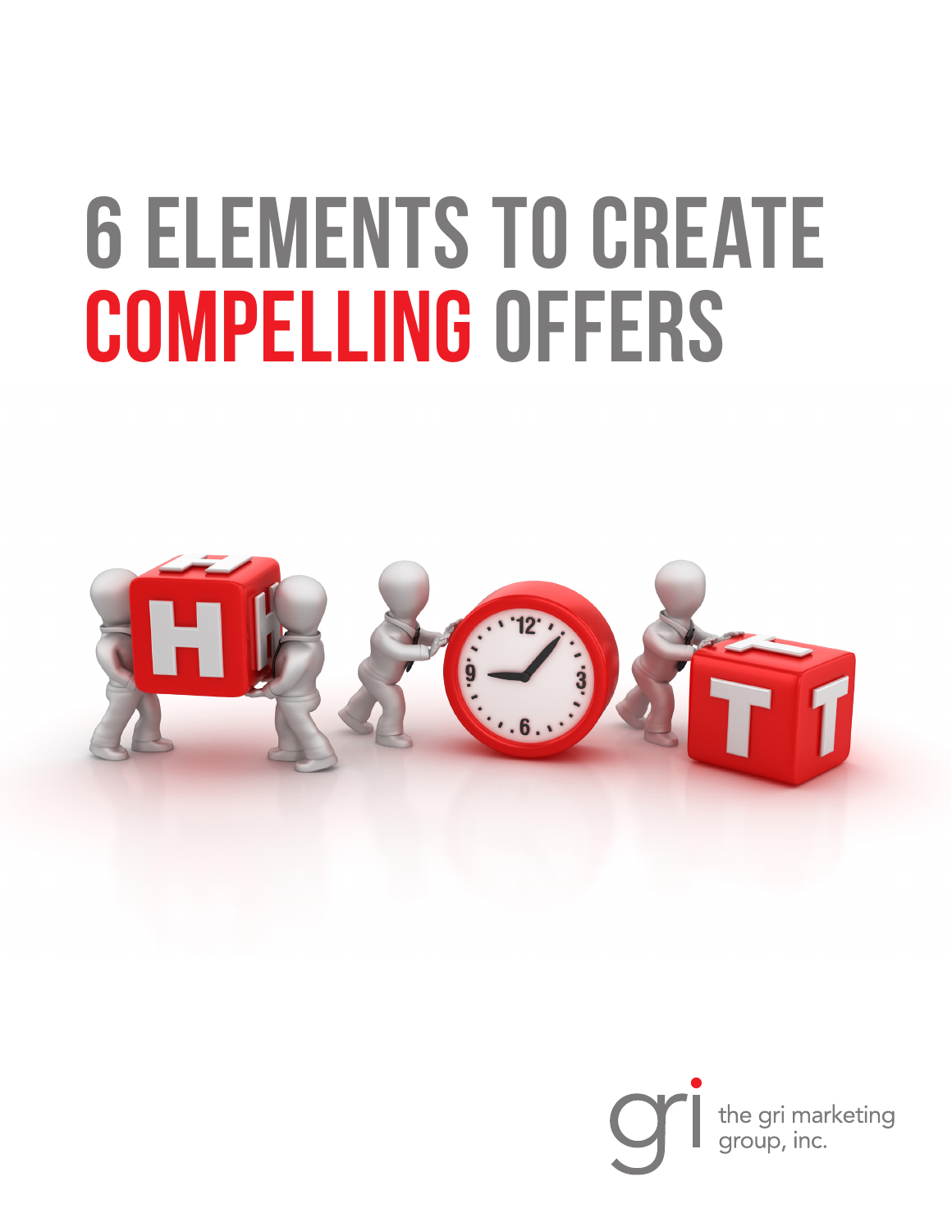# 6 ELEMENTS TO CREATE COMPELLING OFFERS

the gri marketing group, inc.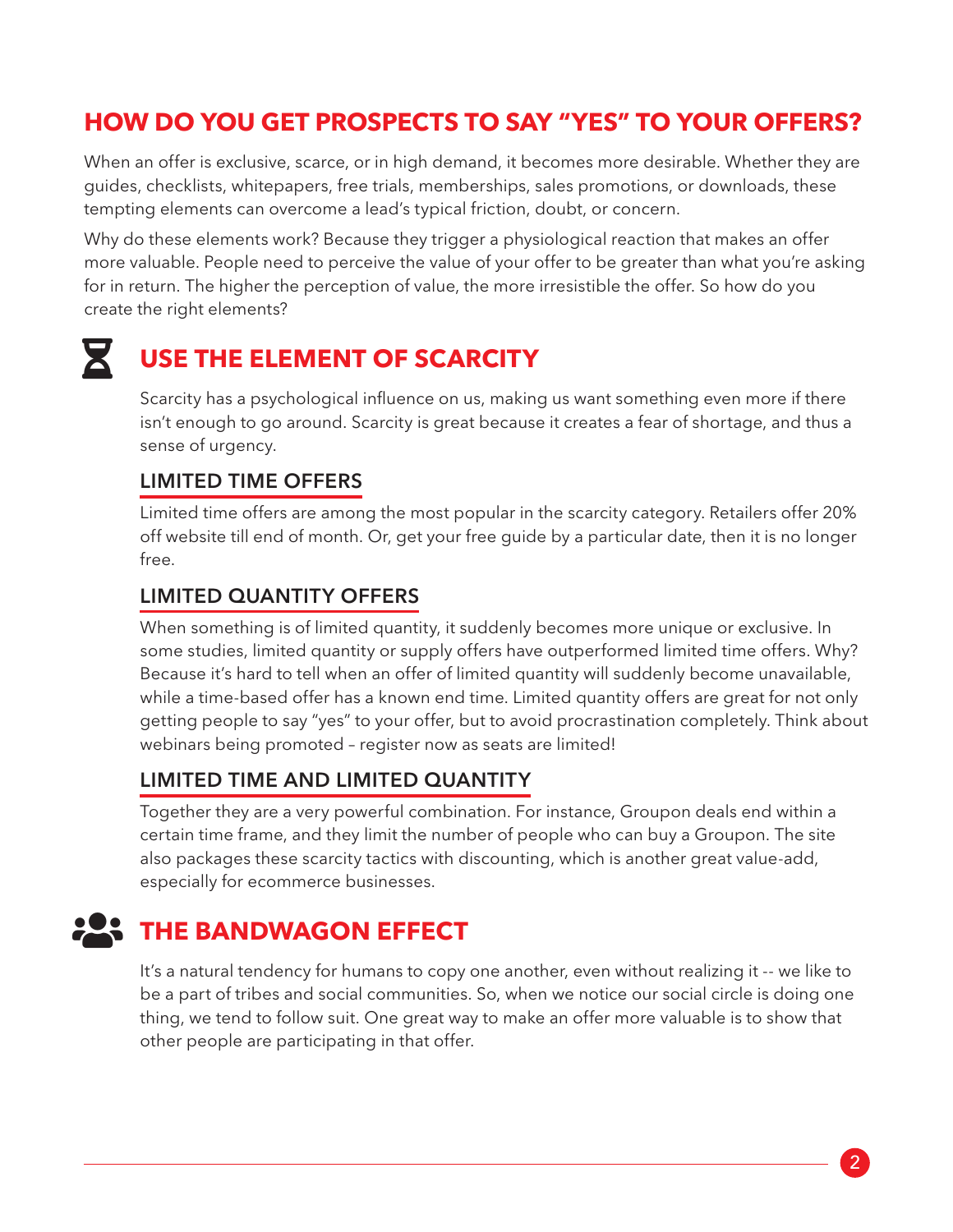## HOW DO YOU GET PROSPECTS TO SAY "YES" TO YOUR OFFERS?

When an offer is exclusive, scarce, or in high demand, it becomes more desirable. Whether they are guides, checklists, whitepapers, free trials, memberships, sales promotions, or downloads, these tempting elements can overcome a lead's typical friction, doubt, or concern.

Why do these elements work? Because they trigger a physiological reaction that makes an offer more valuable. People need to perceive the value of your offer to be greater than what you're asking for in return. The higher the perception of value, the more irresistible the offer. So how do you create the right elements?

## USE THE ELEMENT OF SCARCITY

Scarcity has a psychological influence on us, making us want something even more if there isn't enough to go around. Scarcity is great because it creates a fear of shortage, and thus a sense of urgency.

### LIMITED TIME OFFERS

Limited time offers are among the most popular in the scarcity category. Retailers offer 20% off website till end of month. Or, get your free guide by a particular date, then it is no longer free.

### LIMITED QUANTITY OFFERS

When something is of limited quantity, it suddenly becomes more unique or exclusive. In some studies, limited quantity or supply offers have outperformed limited time offers. Why? Because it's hard to tell when an offer of limited quantity will suddenly become unavailable, while a time-based offer has a known end time. Limited quantity offers are great for not only getting people to say "yes" to your offer, but to avoid procrastination completely. Think about webinars being promoted – register now as seats are limited!

### LIMITED TIME AND LIMITED QUANTITY

Together they are a very powerful combination. For instance, Groupon deals end within a certain time frame, and they limit the number of people who can buy a Groupon. The site also packages these scarcity tactics with discounting, which is another great value-add, especially for ecommerce businesses.

## THE BANDWAGON EFFECT

It's a natural tendency for humans to copy one another, even without realizing it -- we like to be a part of tribes and social communities. So, when we notice our social circle is doing one thing, we tend to follow suit. One great way to make an offer more valuable is to show that other people are participating in that offer.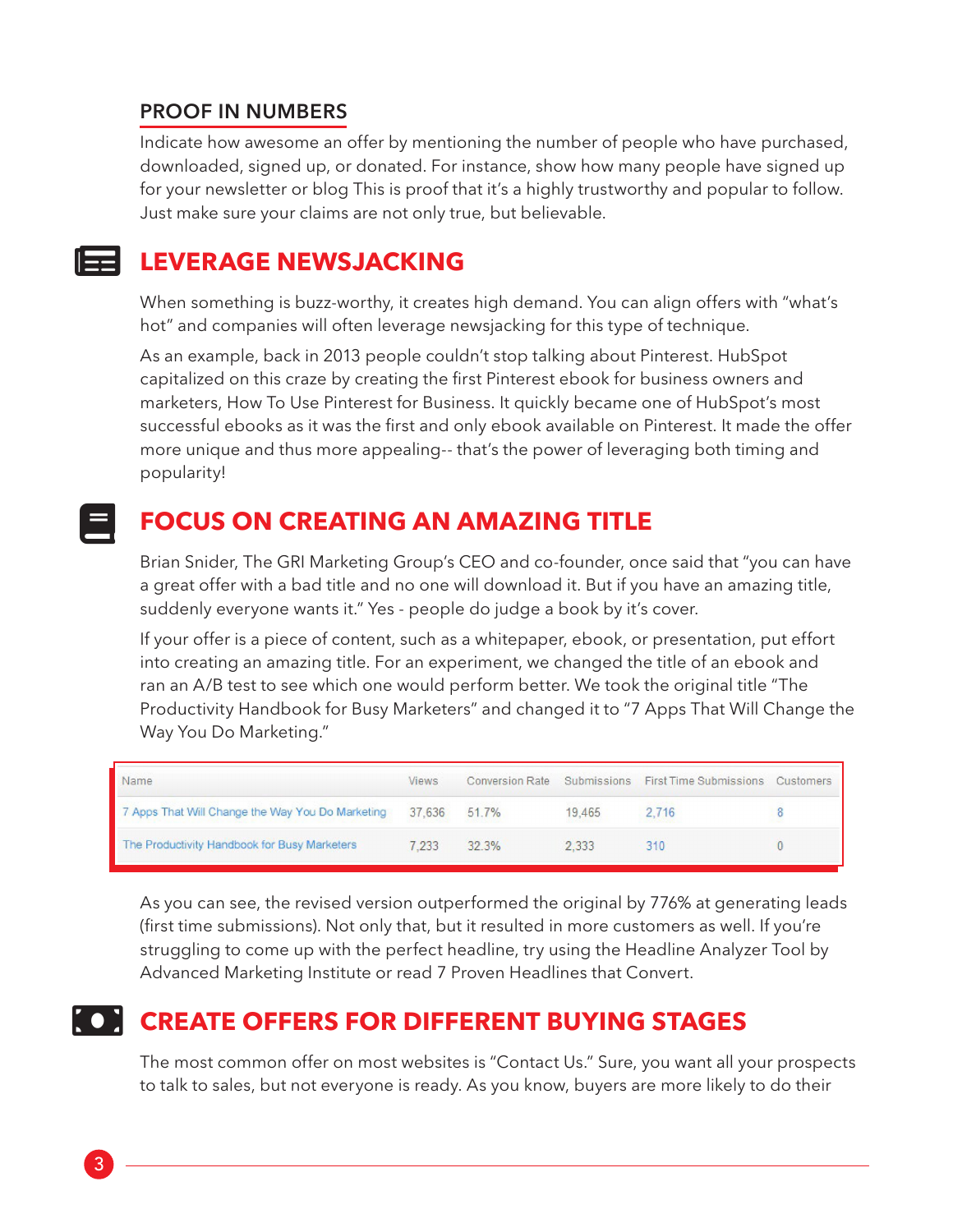### PROOF IN NUMBERS

Indicate how awesome an offer by mentioning the number of people who have purchased, downloaded, signed up, or donated. For instance, show how many people have signed up for your newsletter or blog This is proof that it's a highly trustworthy and popular to follow. Just make sure your claims are not only true, but believable.

## LEVERAGE NEWSJACKING

When something is buzz-worthy, it creates high demand. You can align offers with "what's hot" and companies will often leverage newsjacking for this type of technique.

As an example, back in 2013 people couldn't stop talking about Pinterest. HubSpot capitalized on this craze by creating the first Pinterest ebook for business owners and marketers, How To Use Pinterest for Business. It quickly became one of HubSpot's most successful ebooks as it was the first and only ebook available on Pinterest. It made the offer more unique and thus more appealing-- that's the power of leveraging both timing and popularity!

## FOCUS ON CREATING AN AMAZING TITLE

Brian Snider, The GRI Marketing Group's CEO and co-founder, once said that "you can have a great offer with a bad title and no one will download it. But if you have an amazing title, suddenly everyone wants it." Yes - people do judge a book by it's cover.

If your offer is a piece of content, such as a whitepaper, ebook, or presentation, put effort into creating an amazing title. For an experiment, we changed the title of an ebook and ran an A/B test to see which one would perform better. We took the original title "The Productivity Handbook for Busy Marketers" and changed it to "7 Apps That Will Change the Way You Do Marketing."

| Name | Views | Conversion Rate | Submissions | First Time Submissions | Customers |
|---|---|---|---|---|---|
| 7 Apps That Will Change the Way You Do Marketing | 37,636 | 51.7% | 19,465 | 2,716 | 8 |
| The Productivity Handbook for Busy Marketers | 7,233 | 32.3% | 2,333 | 310 | 0 |

As you can see, the revised version outperformed the original by 776% at generating leads (first time submissions). Not only that, but it resulted in more customers as well. If you're struggling to come up with the perfect headline, try using the Headline Analyzer Tool by Advanced Marketing Institute or read 7 Proven Headlines that Convert.

## CREATE OFFERS FOR DIFFERENT BUYING STAGES

The most common offer on most websites is "Contact Us." Sure, you want all your prospects to talk to sales, but not everyone is ready. As you know, buyers are more likely to do their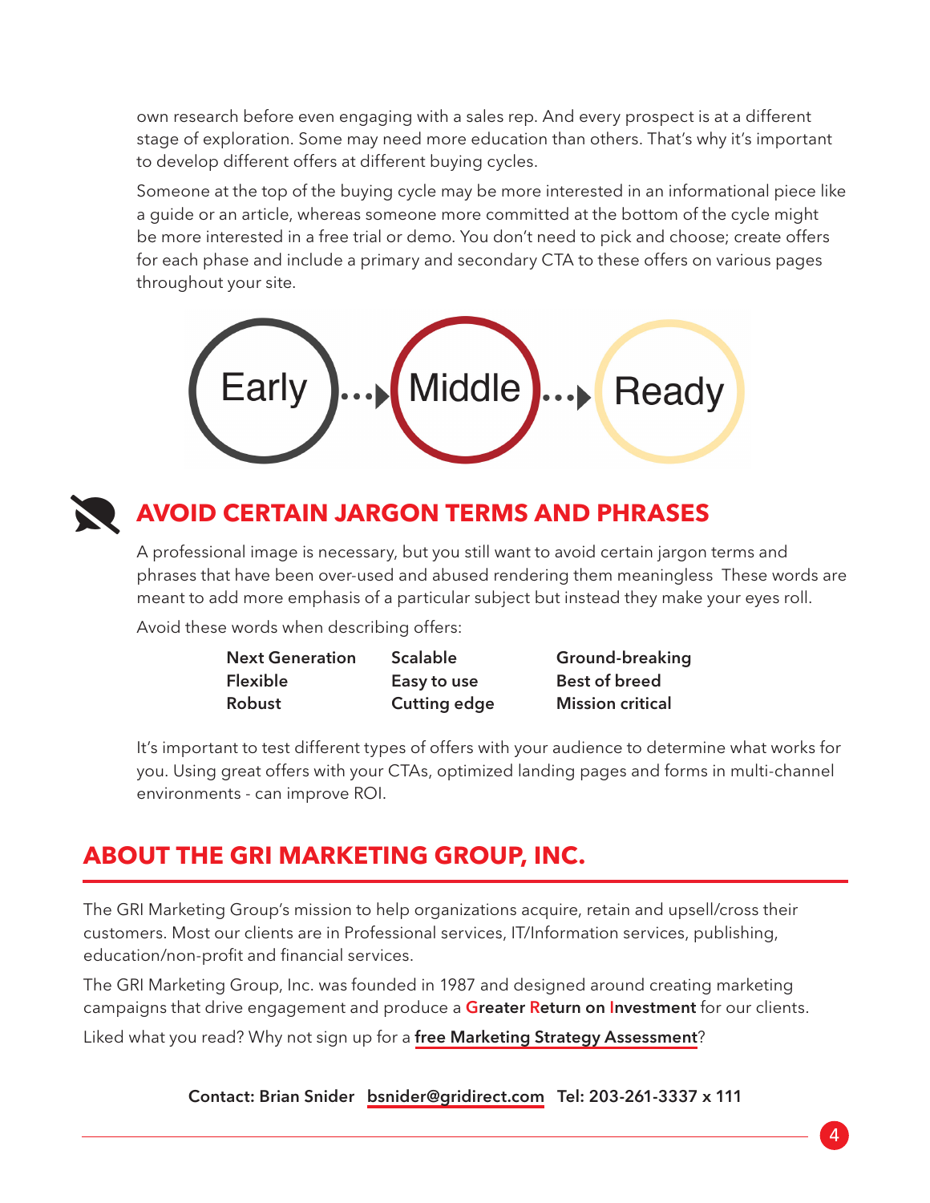own research before even engaging with a sales rep. And every prospect is at a different stage of exploration. Some may need more education than others. That's why it's important to develop different offers at different buying cycles.

Someone at the top of the buying cycle may be more interested in an informational piece like a guide or an article, whereas someone more committed at the bottom of the cycle might be more interested in a free trial or demo. You don't need to pick and choose; create offers for each phase and include a primary and secondary CTA to these offers on various pages throughout your site.

Early
Middle
Ready

## AVOID CERTAIN JARGON TERMS AND PHRASES

A professional image is necessary, but you still want to avoid certain jargon terms and phrases that have been over-used and abused rendering them meaningless  These words are meant to add more emphasis of a particular subject but instead they make your eyes roll.

Avoid these words when describing offers:

| | | |
|---|---|---|
| **Next Generation** | **Scalable** | **Ground-breaking** |
| **Flexible** | **Easy to use** | **Best of breed** |
| **Robust** | **Cutting edge** | **Mission critical** |

It's important to test different types of offers with your audience to determine what works for you. Using great offers with your CTAs, optimized landing pages and forms in multi-channel environments - can improve ROI.

## ABOUT THE GRI MARKETING GROUP, INC.

The GRI Marketing Group's mission to help organizations acquire, retain and upsell/cross their customers. Most our clients are in Professional services, IT/Information services, publishing, education/non-profit and financial services.

The GRI Marketing Group, Inc. was founded in 1987 and designed around creating marketing campaigns that drive engagement and produce a **Greater Return on Investment** for our clients.

Liked what you read? Why not sign up for a **free Marketing Strategy Assessment**?

**Contact: Brian Snider  bsnider@gridirect.com  Tel: 203-261-3337 x 111**